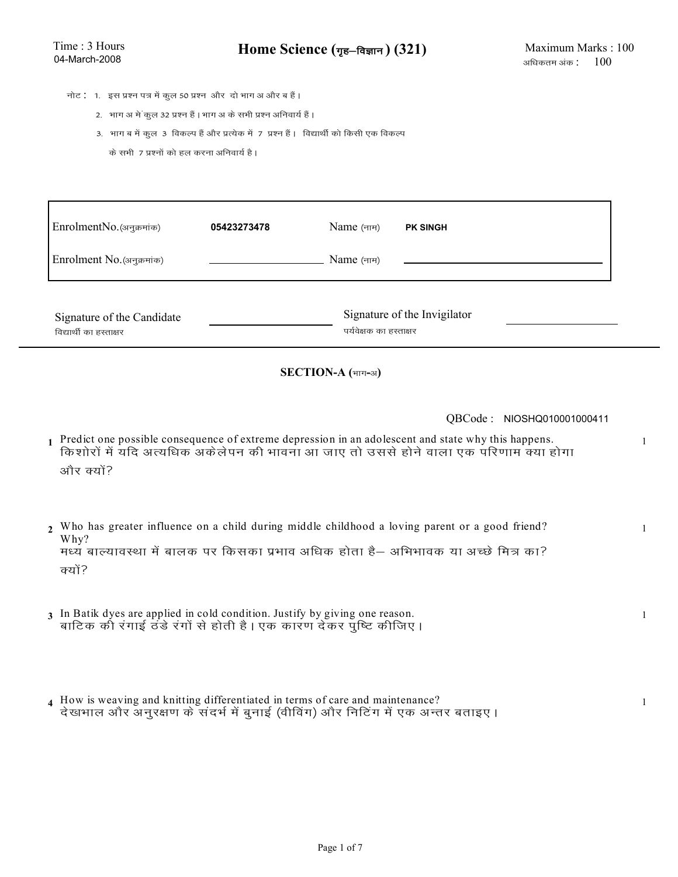Time : 3 Hours
04-March-2008

# Home Science (गृह–विज्ञान) (321)

Maximum Marks : 100
अधिकतम अंक : 100

नोट : 1. इस प्रश्न पत्र में कुल 50 प्रश्न और दो भाग अ और ब हैं।

2. भाग अ में कुल 32 प्रश्न हैं। भाग अ के सभी प्रश्न अनिवार्य हैं।

3. भाग ब में कुल 3 विकल्प हैं और प्रत्येक में 7 प्रश्न हैं। विद्यार्थी को किसी एक विकल्प के सभी 7 प्रश्नों को हल करना अनिवार्य है।

| | | | |
|---|---|---|---|
| EnrolmentNo.(अनुक्रमांक) | 05423273478 | Name (नाम) | PK SINGH |
| Enrolment No.(अनुक्रमांक) | ______________ | Name (नाम) | ______________ |

Signature of the Candidate ______________
विद्यार्थी का हस्ताक्षर

Signature of the Invigilator ______________
पर्यवेक्षक का हस्ताक्षर

## SECTION-A (भाग-अ)

QBCode : NIOSHQ010001000411

**1** Predict one possible consequence of extreme depression in an adolescent and state why this happens. (1)
किशोरों में यदि अत्यधिक अकेलेपन की भावना आ जाए तो उससे होने वाला एक परिणाम क्या होगा और क्यों?

**2** Who has greater influence on a child during middle childhood a loving parent or a good friend? Why? (1)
मध्य बाल्यावस्था में बालक पर किसका प्रभाव अधिक होता है– अभिभावक या अच्छे मित्र का? क्यों?

**3** In Batik dyes are applied in cold condition. Justify by giving one reason. (1)
बाटिक की रंगाई ठंडे रंगों से होती है। एक कारण देकर पुष्टि कीजिए।

**4** How is weaving and knitting differentiated in terms of care and maintenance? (1)
देखभाल और अनुरक्षण के संदर्भ में बुनाई (वीविंग) और निटिंग में एक अन्तर बताइए।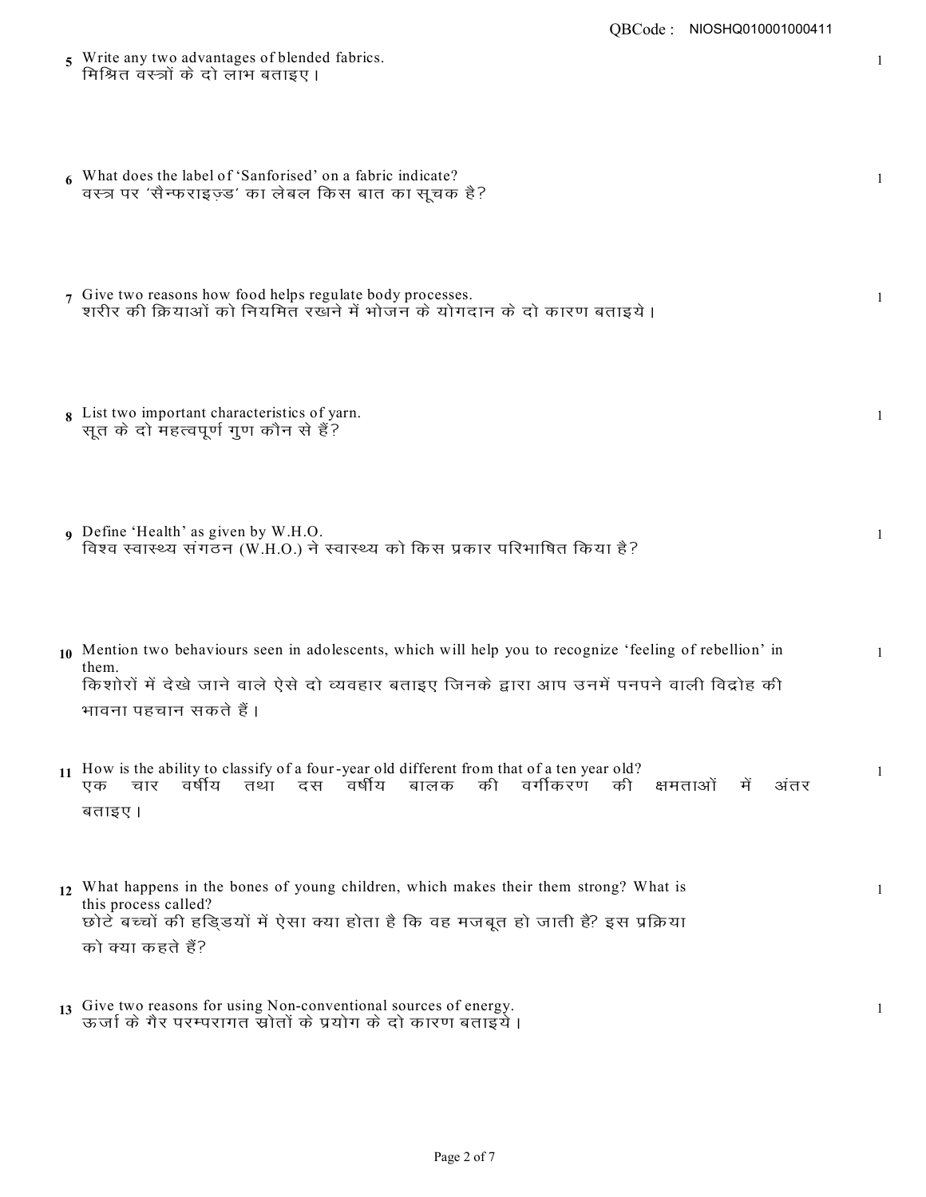5 Write any two advantages of blended fabrics. — 1

मिश्रित वस्त्रों के दो लाभ बताइए।

6 What does the label of 'Sanforised' on a fabric indicate? — 1

वस्त्र पर 'सैन्फराइज़्ड' का लेबल किस बात का सूचक है?

7 Give two reasons how food helps regulate body processes. — 1

शरीर की क्रियाओं को नियमित रखने में भोजन के योगदान के दो कारण बताइये।

8 List two important characteristics of yarn. — 1

सूत के दो महत्वपूर्ण गुण कौन से हैं?

9 Define 'Health' as given by W.H.O. — 1

विश्व स्वास्थ्य संगठन (W.H.O.) ने स्वास्थ्य को किस प्रकार परिभाषित किया है?

10 Mention two behaviours seen in adolescents, which will help you to recognize 'feeling of rebellion' in them. — 1

किशोरों में देखे जाने वाले ऐसे दो व्यवहार बताइए जिनके द्वारा आप उनमें पनपने वाली विद्रोह की भावना पहचान सकते हैं।

11 How is the ability to classify of a four-year old different from that of a ten year old? — 1

एक चार वर्षीय तथा दस वर्षीय बालक की वर्गीकरण की क्षमताओं में अंतर बताइए।

12 What happens in the bones of young children, which makes their them strong? What is this process called? — 1

छोटे बच्चों की हड्डियों में ऐसा क्या होता है कि वह मजबूत हो जाती हैं? इस प्रक्रिया को क्या कहते हैं?

13 Give two reasons for using Non-conventional sources of energy. — 1

ऊर्जा के गैर परम्परागत स्रोतों के प्रयोग के दो कारण बताइये।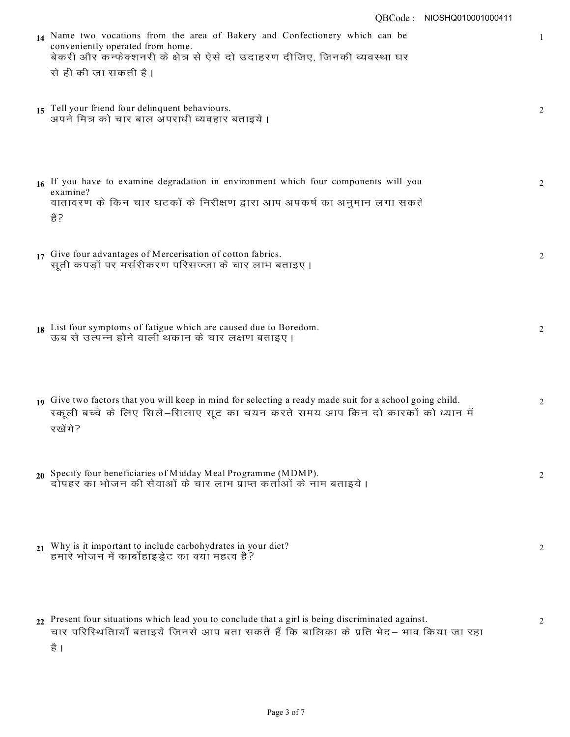14 Name two vocations from the area of Bakery and Confectionery which can be conveniently operated from home. — 1

बेकरी और कन्फेक्शनरी के क्षेत्र से ऐसे दो उदाहरण दीजिए, जिनकी व्यवस्था घर से ही की जा सकती है।

15 Tell your friend four delinquent behaviours. — 2

अपने मित्र को चार बाल अपराधी व्यवहार बताइये।

16 If you have to examine degradation in environment which four components will you examine? — 2

वातावरण के किन चार घटकों के निरीक्षण द्वारा आप अपकर्ष का अनुमान लगा सकते हैं?

17 Give four advantages of Mercerisation of cotton fabrics. — 2

सूती कपड़ों पर मर्सरीकरण परिसज्जा के चार लाभ बताइए।

18 List four symptoms of fatigue which are caused due to Boredom. — 2

ऊब से उत्पन्न होने वाली थकान के चार लक्षण बताइए।

19 Give two factors that you will keep in mind for selecting a ready made suit for a school going child. — 2

स्कूली बच्चे के लिए सिले–सिलाए सूट का चयन करते समय आप किन दो कारकों को ध्यान में रखेंगे?

20 Specify four beneficiaries of Midday Meal Programme (MDMP). — 2

दोपहर का भोजन की सेवाओं के चार लाभ प्राप्त कर्ताओं के नाम बताइये।

21 Why is it important to include carbohydrates in your diet? — 2

हमारे भोजन में कार्बोहाइड्रेट का क्या महत्व है?

22 Present four situations which lead you to conclude that a girl is being discriminated against. — 2

चार परिस्थितियाँ बताइये जिनसे आप बता सकते हैं कि बालिका के प्रति भेद– भाव किया जा रहा है।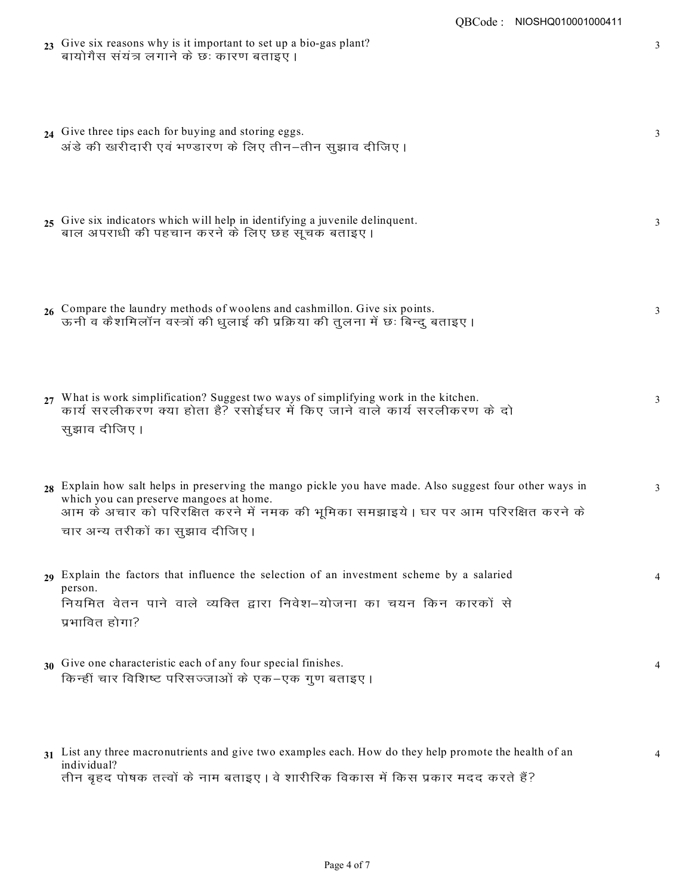23 Give six reasons why is it important to set up a bio-gas plant?
बायोगैस संयंत्र लगाने के छः कारण बताइए। 3

24 Give three tips each for buying and storing eggs.
अंडे की खरीदारी एवं भण्डारण के लिए तीन–तीन सुझाव दीजिए। 3

25 Give six indicators which will help in identifying a juvenile delinquent.
बाल अपराधी की पहचान करने के लिए छह सूचक बताइए। 3

26 Compare the laundry methods of woolens and cashmillon. Give six points.
ऊनी व कैशमिलॉन वस्त्रों की धुलाई की प्रक्रिया की तुलना में छः बिन्दु बताइए। 3

27 What is work simplification? Suggest two ways of simplifying work in the kitchen.
कार्य सरलीकरण क्या होता है? रसोईघर में किए जाने वाले कार्य सरलीकरण के दो सुझाव दीजिए। 3

28 Explain how salt helps in preserving the mango pickle you have made. Also suggest four other ways in which you can preserve mangoes at home.
आम के अचार को परिरक्षित करने में नमक की भूमिका समझाइये। घर पर आम परिरक्षित करने के चार अन्य तरीकों का सुझाव दीजिए। 3

29 Explain the factors that influence the selection of an investment scheme by a salaried person.
नियमित वेतन पाने वाले व्यक्ति द्वारा निवेश–योजना का चयन किन कारकों से प्रभावित होगा? 4

30 Give one characteristic each of any four special finishes.
किन्हीं चार विशिष्ट परिसज्जाओं के एक–एक गुण बताइए। 4

31 List any three macronutrients and give two examples each. How do they help promote the health of an individual?
तीन बृहद पोषक तत्वों के नाम बताइए। वे शारीरिक विकास में किस प्रकार मदद करते हैं? 4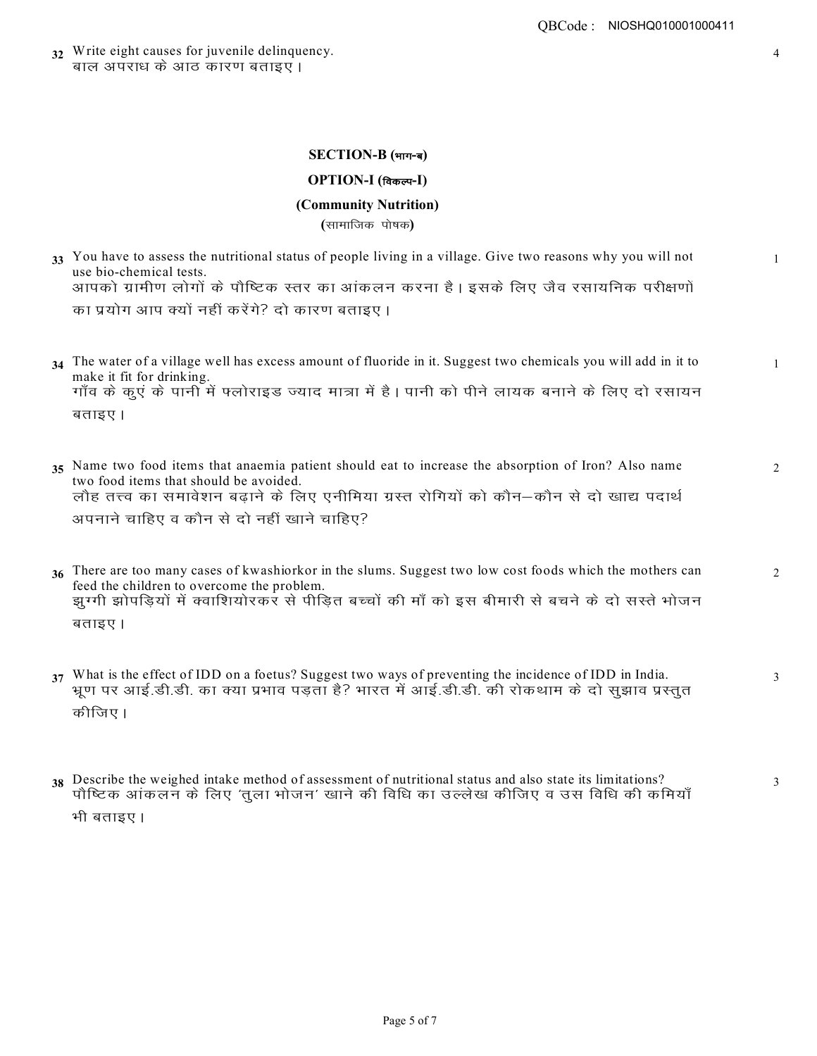32 Write eight causes for juvenile delinquency.
बाल अपराध के आठ कारण बताइए। 4

## SECTION-B (भाग-ब)

## OPTION-I (विकल्प-I)

### (Community Nutrition)

(सामाजिक पोषक)

33 You have to assess the nutritional status of people living in a village. Give two reasons why you will not use bio-chemical tests.
आपको ग्रामीण लोगों के पौष्टिक स्तर का आंकलन करना है। इसके लिए जैव रसायनिक परीक्षणों का प्रयोग आप क्यों नहीं करेंगे? दो कारण बताइए। 1

34 The water of a village well has excess amount of fluoride in it. Suggest two chemicals you will add in it to make it fit for drinking.
गाँव के कुएं के पानी में फ्लोराइड ज्याद मात्रा में है। पानी को पीने लायक बनाने के लिए दो रसायन बताइए। 1

35 Name two food items that anaemia patient should eat to increase the absorption of Iron? Also name two food items that should be avoided.
लौह तत्त्व का समावेशन बढ़ाने के लिए एनीमिया ग्रस्त रोगियों को कौन–कौन से दो खाद्य पदार्थ अपनाने चाहिए व कौन से दो नहीं खाने चाहिए? 2

36 There are too many cases of kwashiorkor in the slums. Suggest two low cost foods which the mothers can feed the children to overcome the problem.
झुग्गी झोपड़ियों में क्वाशियोरकर से पीड़ित बच्चों की माँ को इस बीमारी से बचने के दो सस्ते भोजन बताइए। 2

37 What is the effect of IDD on a foetus? Suggest two ways of preventing the incidence of IDD in India.
भ्रूण पर आई.डी.डी. का क्या प्रभाव पड़ता है? भारत में आई.डी.डी. की रोकथाम के दो सुझाव प्रस्तुत कीजिए। 3

38 Describe the weighed intake method of assessment of nutritional status and also state its limitations?
पौष्टिक आंकलन के लिए 'तुला भोजन' खाने की विधि का उल्लेख कीजिए व उस विधि की कमियाँ भी बताइए। 3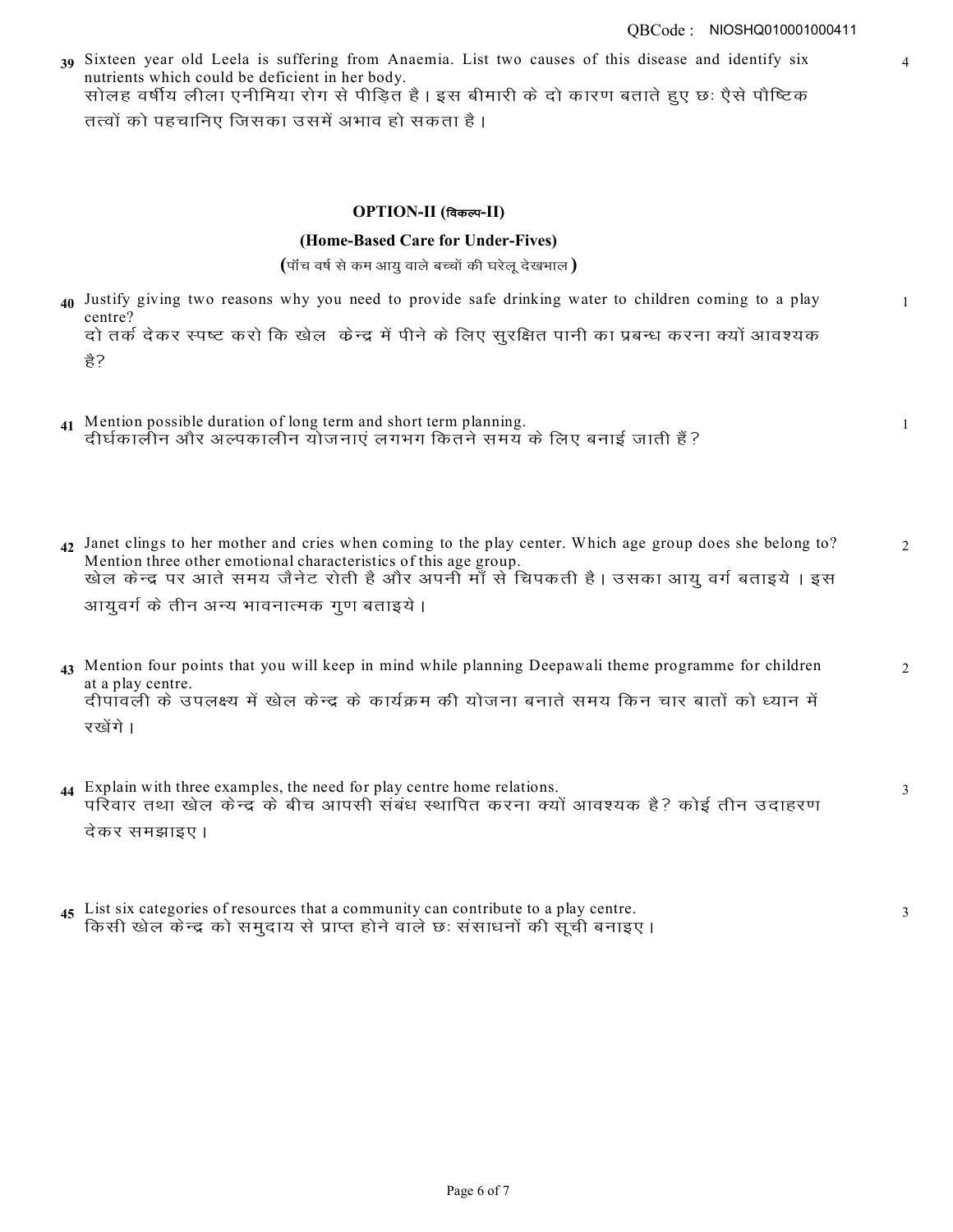39 Sixteen year old Leela is suffering from Anaemia. List two causes of this disease and identify six nutrients which could be deficient in her body. 4

सोलह वर्षीय लीला एनीमिया रोग से पीड़ित है। इस बीमारी के दो कारण बताते हुए छः ऐसे पौष्टिक तत्वों को पहचानिए जिसका उसमें अभाव हो सकता है।

## OPTION-II (विकल्प-II)

### (Home-Based Care for Under-Fives)

(पाँच वर्ष से कम आयु वाले बच्चों की घरेलू देखभाल)

40 Justify giving two reasons why you need to provide safe drinking water to children coming to a play centre? 1

दो तर्क देकर स्पष्ट करो कि खेल केन्द्र में पीने के लिए सुरक्षित पानी का प्रबन्ध करना क्यों आवश्यक है?

41 Mention possible duration of long term and short term planning. 1

दीर्घकालीन और अल्पकालीन योजनाएं लगभग कितने समय के लिए बनाई जाती हैं?

42 Janet clings to her mother and cries when coming to the play center. Which age group does she belong to? Mention three other emotional characteristics of this age group. 2

खेल केन्द्र पर आते समय जैनेट रोती है और अपनी माँ से चिपकती है। उसका आयु वर्ग बताइये। इस आयुवर्ग के तीन अन्य भावनात्मक गुण बताइये।

43 Mention four points that you will keep in mind while planning Deepawali theme programme for children at a play centre. 2

दीपावली के उपलक्ष्य में खेल केन्द्र के कार्यक्रम की योजना बनाते समय किन चार बातों को ध्यान में रखेंगे।

44 Explain with three examples, the need for play centre home relations. 3

परिवार तथा खेल केन्द्र के बीच आपसी संबंध स्थापित करना क्यों आवश्यक है? कोई तीन उदाहरण देकर समझाइए।

45 List six categories of resources that a community can contribute to a play centre. 3

किसी खेल केन्द्र को समुदाय से प्राप्त होने वाले छः संसाधनों की सूची बनाइए।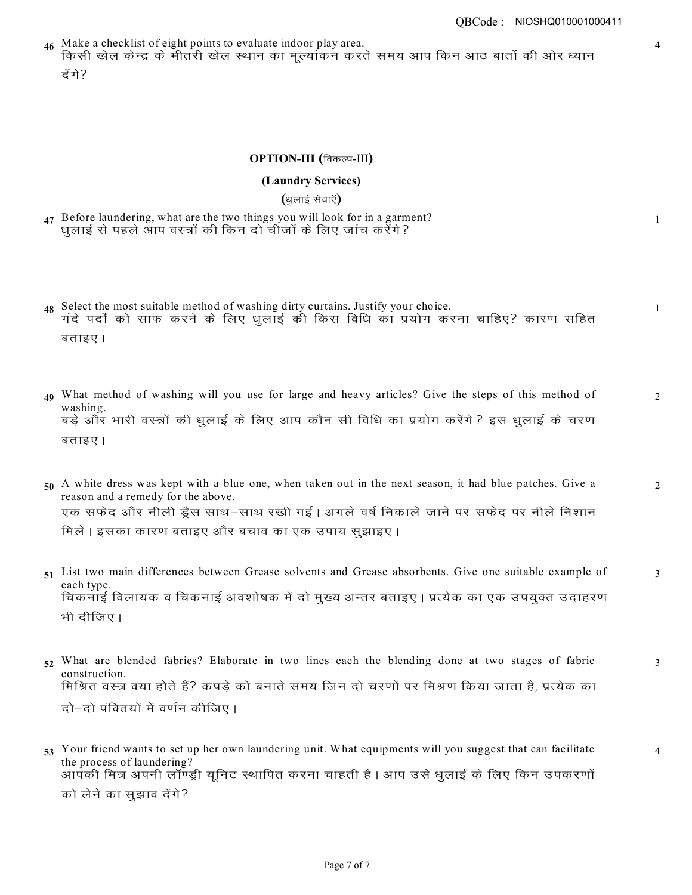46 Make a checklist of eight points to evaluate indoor play area. 4

किसी खेल केन्द्र के भीतरी खेल स्थान का मूल्यांकन करते समय आप किन आठ बातों की ओर ध्यान देंगे?

## OPTION-III (विकल्प-III)

### (Laundry Services)

### (धुलाई सेवाएँ)

47 Before laundering, what are the two things you will look for in a garment? 1

धुलाई से पहले आप वस्त्रों की किन दो चीजों के लिए जांच करेंगे?

48 Select the most suitable method of washing dirty curtains. Justify your choice. 1

गंदे पर्दों को साफ करने के लिए धुलाई की किस विधि का प्रयोग करना चाहिए? कारण सहित बताइए।

49 What method of washing will you use for large and heavy articles? Give the steps of this method of washing. 2

बड़े और भारी वस्त्रों की धुलाई के लिए आप कौन सी विधि का प्रयोग करेंगे? इस धुलाई के चरण बताइए।

50 A white dress was kept with a blue one, when taken out in the next season, it had blue patches. Give a reason and a remedy for the above. 2

एक सफेद और नीली ड्रैस साथ–साथ रखी गई। अगले वर्ष निकाले जाने पर सफेद पर नीले निशान मिले। इसका कारण बताइए और बचाव का एक उपाय सुझाइए।

51 List two main differences between Grease solvents and Grease absorbents. Give one suitable example of each type. 3

चिकनाई विलायक व चिकनाई अवशोषक में दो मुख्य अन्तर बताइए। प्रत्येक का एक उपयुक्त उदाहरण भी दीजिए।

52 What are blended fabrics? Elaborate in two lines each the blending done at two stages of fabric construction. 3

मिश्रित वस्त्र क्या होते हैं? कपड़े को बनाते समय जिन दो चरणों पर मिश्रण किया जाता है, प्रत्येक का दो–दो पंक्तियों में वर्णन कीजिए।

53 Your friend wants to set up her own laundering unit. What equipments will you suggest that can facilitate the process of laundering? 4

आपकी मित्र अपनी लॉण्ड्री यूनिट स्थापित करना चाहती है। आप उसे धुलाई के लिए किन उपकरणों को लेने का सुझाव देंगे?